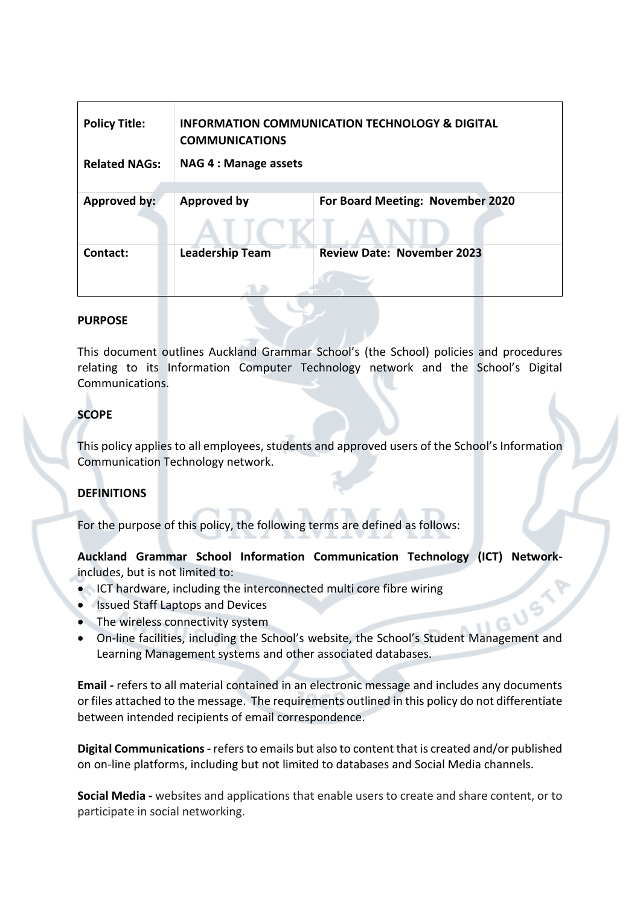| Policy Title: | INFORMATION COMMUNICATION TECHNOLOGY & DIGITAL COMMUNICATIONS | |
|---|---|---|
| Related NAGs: | NAG 4 : Manage assets | |
| Approved by: | Approved by | For Board Meeting: November 2020 |
| Contact: | Leadership Team | Review Date: November 2023 |

## PURPOSE

This document outlines Auckland Grammar School's (the School) policies and procedures relating to its Information Computer Technology network and the School's Digital Communications.

## SCOPE

This policy applies to all employees, students and approved users of the School's Information Communication Technology network.

## DEFINITIONS

For the purpose of this policy, the following terms are defined as follows:

**Auckland Grammar School Information Communication Technology (ICT) Network-** includes, but is not limited to:

- ICT hardware, including the interconnected multi core fibre wiring
- Issued Staff Laptops and Devices
- The wireless connectivity system
- On-line facilities, including the School's website, the School's Student Management and Learning Management systems and other associated databases.

**Email -** refers to all material contained in an electronic message and includes any documents or files attached to the message. The requirements outlined in this policy do not differentiate between intended recipients of email correspondence.

**Digital Communications -** refers to emails but also to content that is created and/or published on on-line platforms, including but not limited to databases and Social Media channels.

**Social Media -** websites and applications that enable users to create and share content, or to participate in social networking.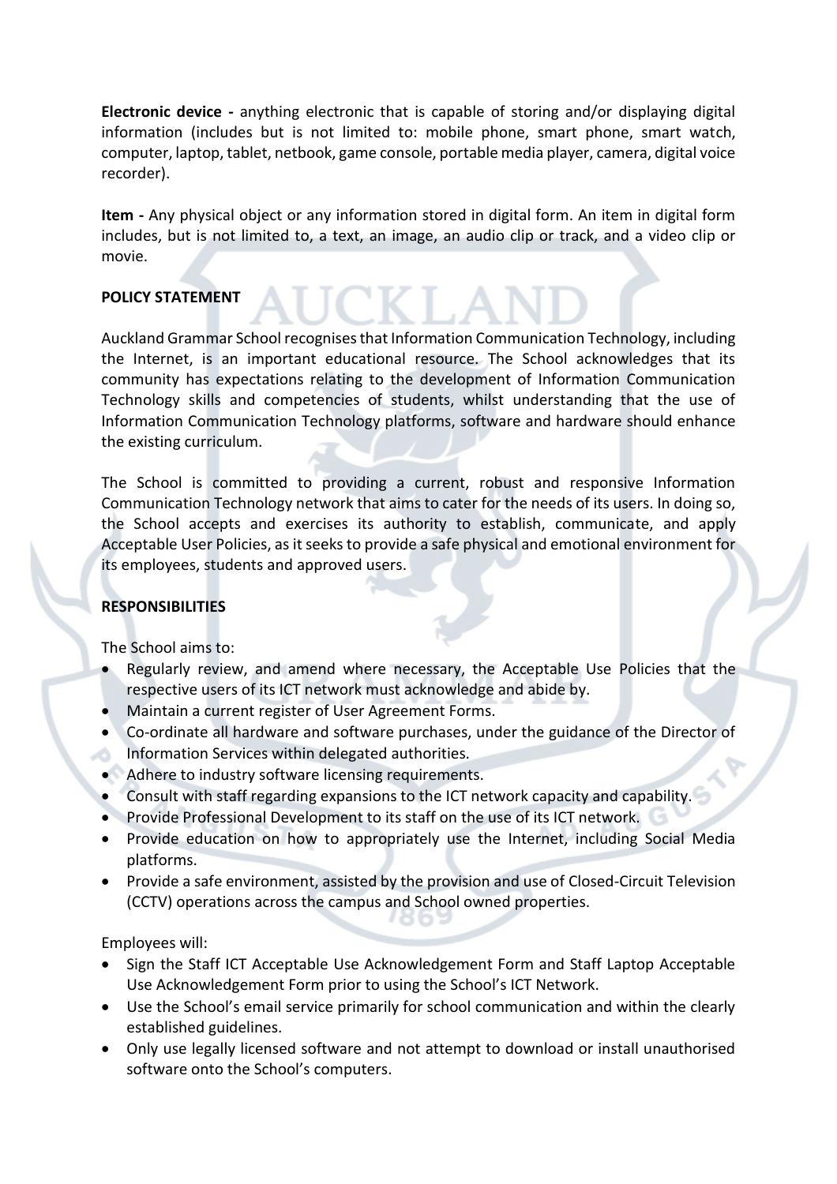**Electronic device -** anything electronic that is capable of storing and/or displaying digital information (includes but is not limited to: mobile phone, smart phone, smart watch, computer, laptop, tablet, netbook, game console, portable media player, camera, digital voice recorder).

**Item -** Any physical object or any information stored in digital form. An item in digital form includes, but is not limited to, a text, an image, an audio clip or track, and a video clip or movie.

**POLICY STATEMENT**

Auckland Grammar School recognises that Information Communication Technology, including the Internet, is an important educational resource. The School acknowledges that its community has expectations relating to the development of Information Communication Technology skills and competencies of students, whilst understanding that the use of Information Communication Technology platforms, software and hardware should enhance the existing curriculum.

The School is committed to providing a current, robust and responsive Information Communication Technology network that aims to cater for the needs of its users. In doing so, the School accepts and exercises its authority to establish, communicate, and apply Acceptable User Policies, as it seeks to provide a safe physical and emotional environment for its employees, students and approved users.

**RESPONSIBILITIES**

The School aims to:

- Regularly review, and amend where necessary, the Acceptable Use Policies that the respective users of its ICT network must acknowledge and abide by.
- Maintain a current register of User Agreement Forms.
- Co-ordinate all hardware and software purchases, under the guidance of the Director of Information Services within delegated authorities.
- Adhere to industry software licensing requirements.
- Consult with staff regarding expansions to the ICT network capacity and capability.
- Provide Professional Development to its staff on the use of its ICT network.
- Provide education on how to appropriately use the Internet, including Social Media platforms.
- Provide a safe environment, assisted by the provision and use of Closed-Circuit Television (CCTV) operations across the campus and School owned properties.

Employees will:

- Sign the Staff ICT Acceptable Use Acknowledgement Form and Staff Laptop Acceptable Use Acknowledgement Form prior to using the School's ICT Network.
- Use the School's email service primarily for school communication and within the clearly established guidelines.
- Only use legally licensed software and not attempt to download or install unauthorised software onto the School's computers.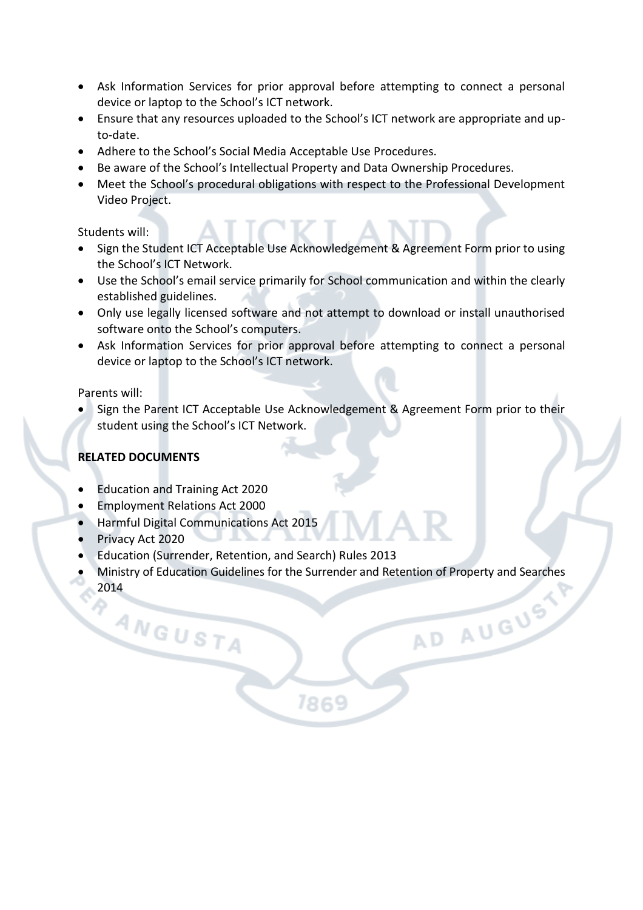- Ask Information Services for prior approval before attempting to connect a personal device or laptop to the School's ICT network.
- Ensure that any resources uploaded to the School's ICT network are appropriate and up-to-date.
- Adhere to the School's Social Media Acceptable Use Procedures.
- Be aware of the School's Intellectual Property and Data Ownership Procedures.
- Meet the School's procedural obligations with respect to the Professional Development Video Project.

Students will:

- Sign the Student ICT Acceptable Use Acknowledgement & Agreement Form prior to using the School's ICT Network.
- Use the School's email service primarily for School communication and within the clearly established guidelines.
- Only use legally licensed software and not attempt to download or install unauthorised software onto the School's computers.
- Ask Information Services for prior approval before attempting to connect a personal device or laptop to the School's ICT network.

Parents will:

- Sign the Parent ICT Acceptable Use Acknowledgement & Agreement Form prior to their student using the School's ICT Network.

**RELATED DOCUMENTS**

- Education and Training Act 2020
- Employment Relations Act 2000
- Harmful Digital Communications Act 2015
- Privacy Act 2020
- Education (Surrender, Retention, and Search) Rules 2013
- Ministry of Education Guidelines for the Surrender and Retention of Property and Searches 2014